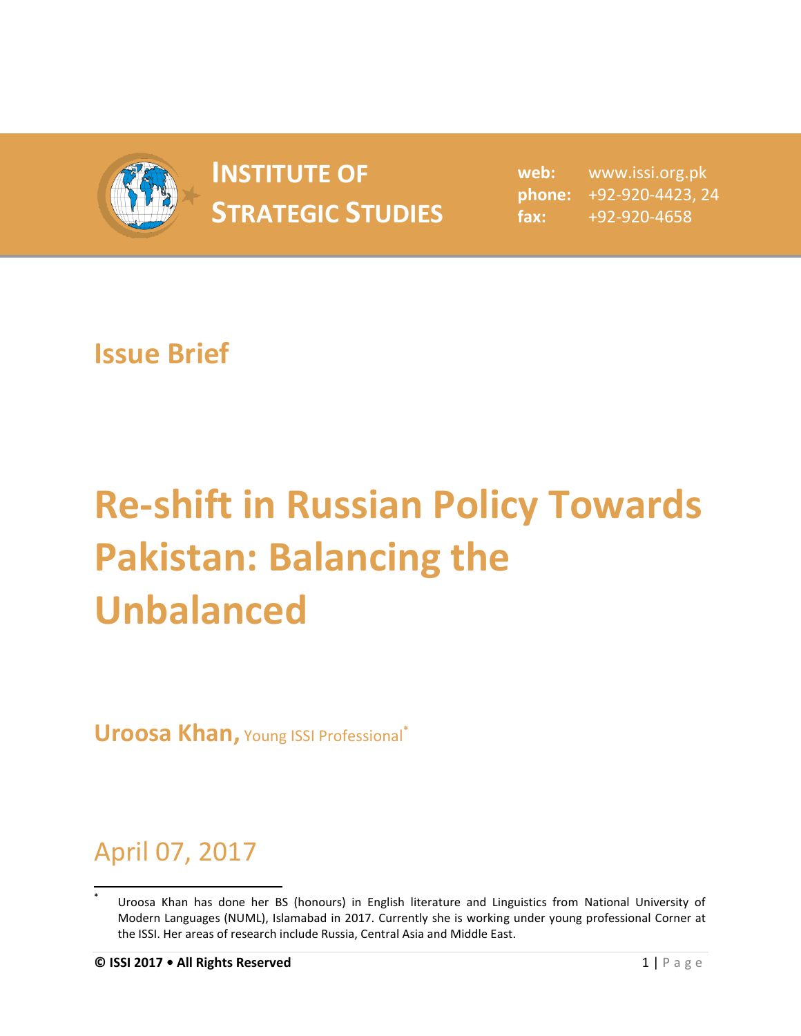# INSTITUTE OF STRATEGIC STUDIES

**web:** www.issi.org.pk
**phone:** +92-920-4423, 24
**fax:** +92-920-4658

## Issue Brief

# Re-shift in Russian Policy Towards Pakistan: Balancing the Unbalanced

**Uroosa Khan,** Young ISSI Professional[*]

April 07, 2017

[*] Uroosa Khan has done her BS (honours) in English literature and Linguistics from National University of Modern Languages (NUML), Islamabad in 2017. Currently she is working under young professional Corner at the ISSI. Her areas of research include Russia, Central Asia and Middle East.

**© ISSI 2017 • All Rights Reserved**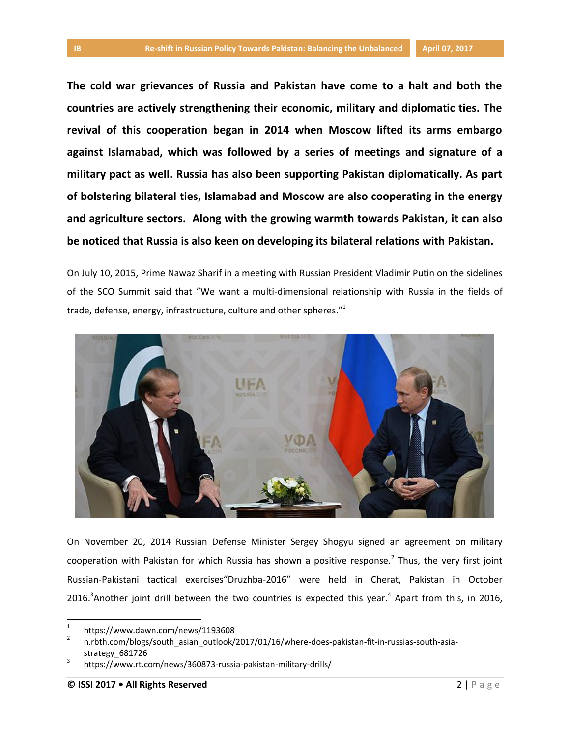**The cold war grievances of Russia and Pakistan have come to a halt and both the countries are actively strengthening their economic, military and diplomatic ties. The revival of this cooperation began in 2014 when Moscow lifted its arms embargo against Islamabad, which was followed by a series of meetings and signature of a military pact as well. Russia has also been supporting Pakistan diplomatically. As part of bolstering bilateral ties, Islamabad and Moscow are also cooperating in the energy and agriculture sectors. Along with the growing warmth towards Pakistan, it can also be noticed that Russia is also keen on developing its bilateral relations with Pakistan.**

On July 10, 2015, Prime Nawaz Sharif in a meeting with Russian President Vladimir Putin on the sidelines of the SCO Summit said that "We want a multi-dimensional relationship with Russia in the fields of trade, defense, energy, infrastructure, culture and other spheres."[1]

On November 20, 2014 Russian Defense Minister Sergey Shogyu signed an agreement on military cooperation with Pakistan for which Russia has shown a positive response.[2] Thus, the very first joint Russian-Pakistani tactical exercises"Druzhba-2016" were held in Cherat, Pakistan in October 2016.[3]Another joint drill between the two countries is expected this year.[4] Apart from this, in 2016,

---

[1] https://www.dawn.com/news/1193608

[2] n.rbth.com/blogs/south_asian_outlook/2017/01/16/where-does-pakistan-fit-in-russias-south-asia-strategy_681726

[3] https://www.rt.com/news/360873-russia-pakistan-military-drills/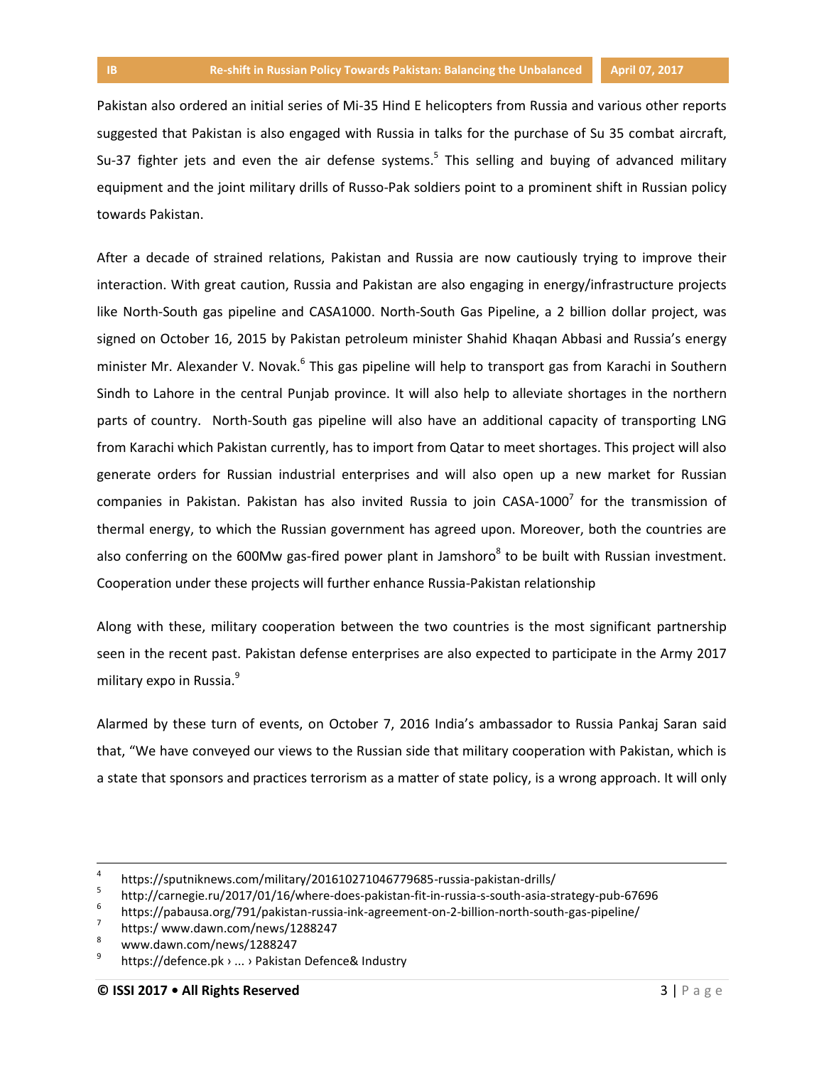Pakistan also ordered an initial series of Mi-35 Hind E helicopters from Russia and various other reports suggested that Pakistan is also engaged with Russia in talks for the purchase of Su 35 combat aircraft, Su-37 fighter jets and even the air defense systems.[5] This selling and buying of advanced military equipment and the joint military drills of Russo-Pak soldiers point to a prominent shift in Russian policy towards Pakistan.

After a decade of strained relations, Pakistan and Russia are now cautiously trying to improve their interaction. With great caution, Russia and Pakistan are also engaging in energy/infrastructure projects like North-South gas pipeline and CASA1000. North-South Gas Pipeline, a 2 billion dollar project, was signed on October 16, 2015 by Pakistan petroleum minister Shahid Khaqan Abbasi and Russia's energy minister Mr. Alexander V. Novak.[6] This gas pipeline will help to transport gas from Karachi in Southern Sindh to Lahore in the central Punjab province. It will also help to alleviate shortages in the northern parts of country. North-South gas pipeline will also have an additional capacity of transporting LNG from Karachi which Pakistan currently, has to import from Qatar to meet shortages. This project will also generate orders for Russian industrial enterprises and will also open up a new market for Russian companies in Pakistan. Pakistan has also invited Russia to join CASA-1000[7] for the transmission of thermal energy, to which the Russian government has agreed upon. Moreover, both the countries are also conferring on the 600Mw gas-fired power plant in Jamshoro[8] to be built with Russian investment. Cooperation under these projects will further enhance Russia-Pakistan relationship

Along with these, military cooperation between the two countries is the most significant partnership seen in the recent past. Pakistan defense enterprises are also expected to participate in the Army 2017 military expo in Russia.[9]

Alarmed by these turn of events, on October 7, 2016 India's ambassador to Russia Pankaj Saran said that, "We have conveyed our views to the Russian side that military cooperation with Pakistan, which is a state that sponsors and practices terrorism as a matter of state policy, is a wrong approach. It will only

---

4 https://sputniknews.com/military/201610271046779685-russia-pakistan-drills/

5 http://carnegie.ru/2017/01/16/where-does-pakistan-fit-in-russia-s-south-asia-strategy-pub-67696

6 https://pabausa.org/791/pakistan-russia-ink-agreement-on-2-billion-north-south-gas-pipeline/

7 https:/ www.dawn.com/news/1288247

8 www.dawn.com/news/1288247

9 https://defence.pk › ... › Pakistan Defence& Industry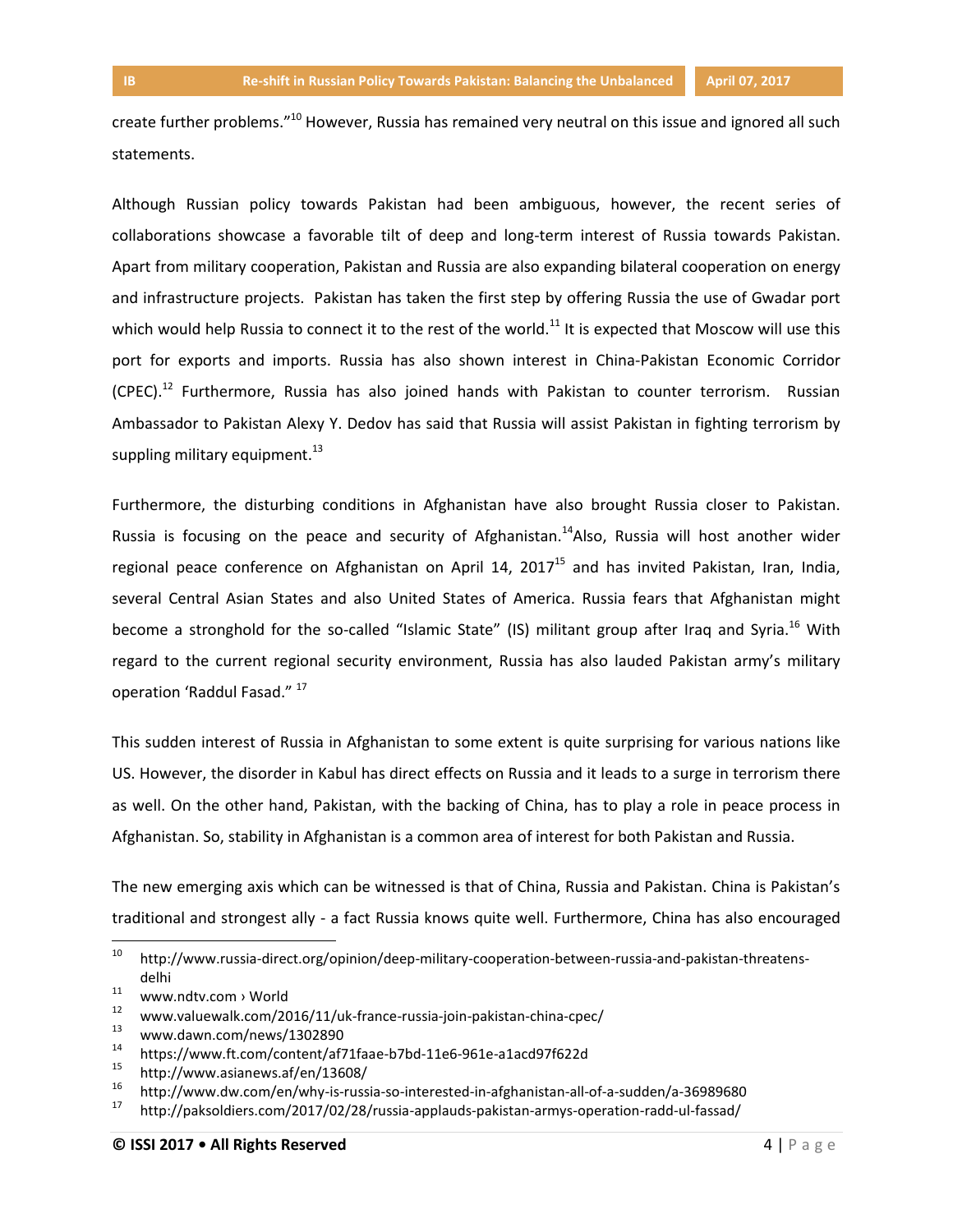create further problems."[10] However, Russia has remained very neutral on this issue and ignored all such statements.

Although Russian policy towards Pakistan had been ambiguous, however, the recent series of collaborations showcase a favorable tilt of deep and long-term interest of Russia towards Pakistan. Apart from military cooperation, Pakistan and Russia are also expanding bilateral cooperation on energy and infrastructure projects. Pakistan has taken the first step by offering Russia the use of Gwadar port which would help Russia to connect it to the rest of the world.[11] It is expected that Moscow will use this port for exports and imports. Russia has also shown interest in China-Pakistan Economic Corridor (CPEC).[12] Furthermore, Russia has also joined hands with Pakistan to counter terrorism. Russian Ambassador to Pakistan Alexy Y. Dedov has said that Russia will assist Pakistan in fighting terrorism by suppling military equipment.[13]

Furthermore, the disturbing conditions in Afghanistan have also brought Russia closer to Pakistan. Russia is focusing on the peace and security of Afghanistan.[14]Also, Russia will host another wider regional peace conference on Afghanistan on April 14, 2017[15] and has invited Pakistan, Iran, India, several Central Asian States and also United States of America. Russia fears that Afghanistan might become a stronghold for the so-called "Islamic State" (IS) militant group after Iraq and Syria.[16] With regard to the current regional security environment, Russia has also lauded Pakistan army's military operation 'Raddul Fasad.'[17]

This sudden interest of Russia in Afghanistan to some extent is quite surprising for various nations like US. However, the disorder in Kabul has direct effects on Russia and it leads to a surge in terrorism there as well. On the other hand, Pakistan, with the backing of China, has to play a role in peace process in Afghanistan. So, stability in Afghanistan is a common area of interest for both Pakistan and Russia.

The new emerging axis which can be witnessed is that of China, Russia and Pakistan. China is Pakistan's traditional and strongest ally - a fact Russia knows quite well. Furthermore, China has also encouraged

---

[10] http://www.russia-direct.org/opinion/deep-military-cooperation-between-russia-and-pakistan-threatens-delhi

[11] www.ndtv.com › World

[12] www.valuewalk.com/2016/11/uk-france-russia-join-pakistan-china-cpec/

[13] www.dawn.com/news/1302890

[14] https://www.ft.com/content/af71faae-b7bd-11e6-961e-a1acd97f622d

[15] http://www.asianews.af/en/13608/

[16] http://www.dw.com/en/why-is-russia-so-interested-in-afghanistan-all-of-a-sudden/a-36989680

[17] http://paksoldiers.com/2017/02/28/russia-applauds-pakistan-armys-operation-radd-ul-fassad/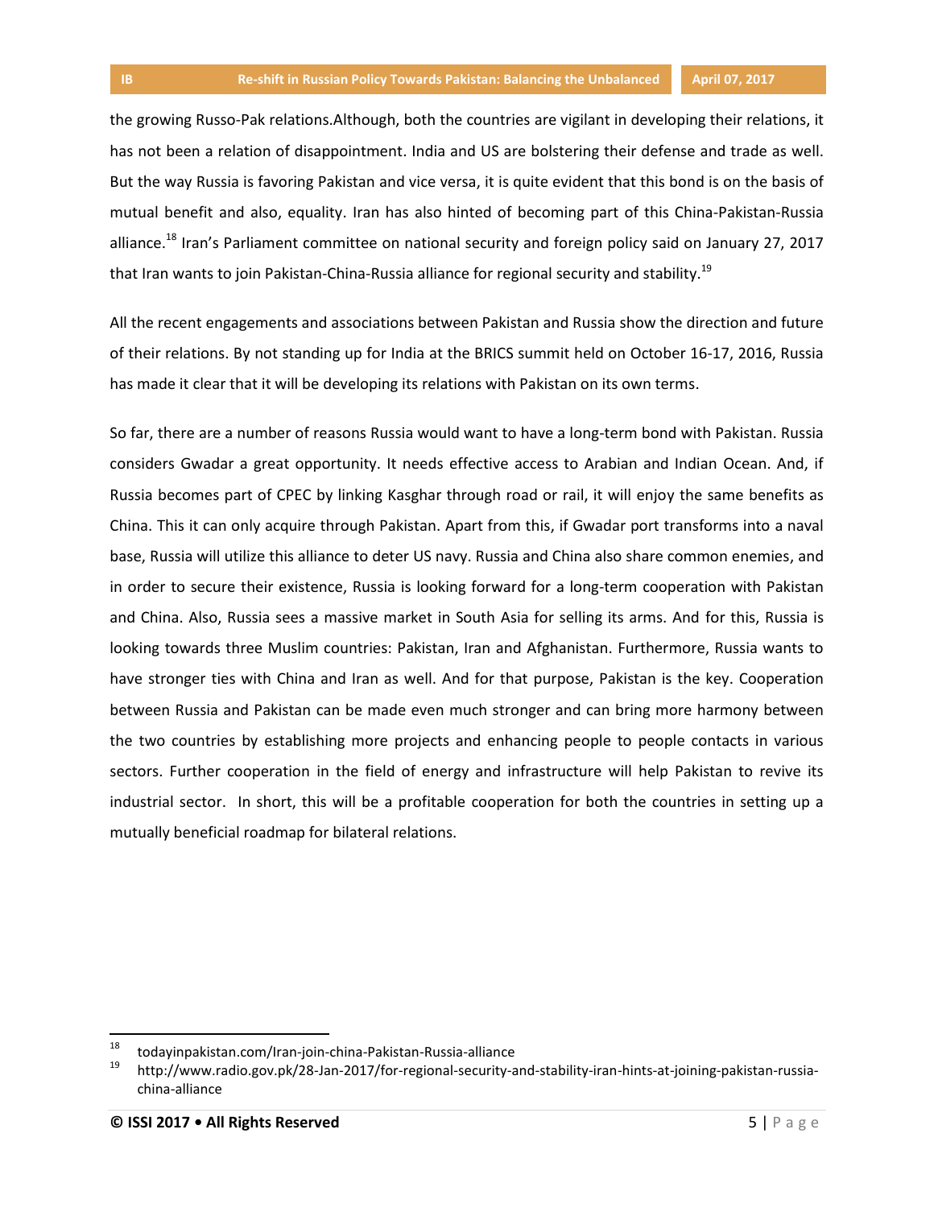the growing Russo-Pak relations.Although, both the countries are vigilant in developing their relations, it has not been a relation of disappointment. India and US are bolstering their defense and trade as well. But the way Russia is favoring Pakistan and vice versa, it is quite evident that this bond is on the basis of mutual benefit and also, equality. Iran has also hinted of becoming part of this China-Pakistan-Russia alliance.[18] Iran's Parliament committee on national security and foreign policy said on January 27, 2017 that Iran wants to join Pakistan-China-Russia alliance for regional security and stability.[19]

All the recent engagements and associations between Pakistan and Russia show the direction and future of their relations. By not standing up for India at the BRICS summit held on October 16-17, 2016, Russia has made it clear that it will be developing its relations with Pakistan on its own terms.

So far, there are a number of reasons Russia would want to have a long-term bond with Pakistan. Russia considers Gwadar a great opportunity. It needs effective access to Arabian and Indian Ocean. And, if Russia becomes part of CPEC by linking Kasghar through road or rail, it will enjoy the same benefits as China. This it can only acquire through Pakistan. Apart from this, if Gwadar port transforms into a naval base, Russia will utilize this alliance to deter US navy. Russia and China also share common enemies, and in order to secure their existence, Russia is looking forward for a long-term cooperation with Pakistan and China. Also, Russia sees a massive market in South Asia for selling its arms. And for this, Russia is looking towards three Muslim countries: Pakistan, Iran and Afghanistan. Furthermore, Russia wants to have stronger ties with China and Iran as well. And for that purpose, Pakistan is the key. Cooperation between Russia and Pakistan can be made even much stronger and can bring more harmony between the two countries by establishing more projects and enhancing people to people contacts in various sectors. Further cooperation in the field of energy and infrastructure will help Pakistan to revive its industrial sector. In short, this will be a profitable cooperation for both the countries in setting up a mutually beneficial roadmap for bilateral relations.

---

[18] todayinpakistan.com/Iran-join-china-Pakistan-Russia-alliance

[19] http://www.radio.gov.pk/28-Jan-2017/for-regional-security-and-stability-iran-hints-at-joining-pakistan-russia-china-alliance